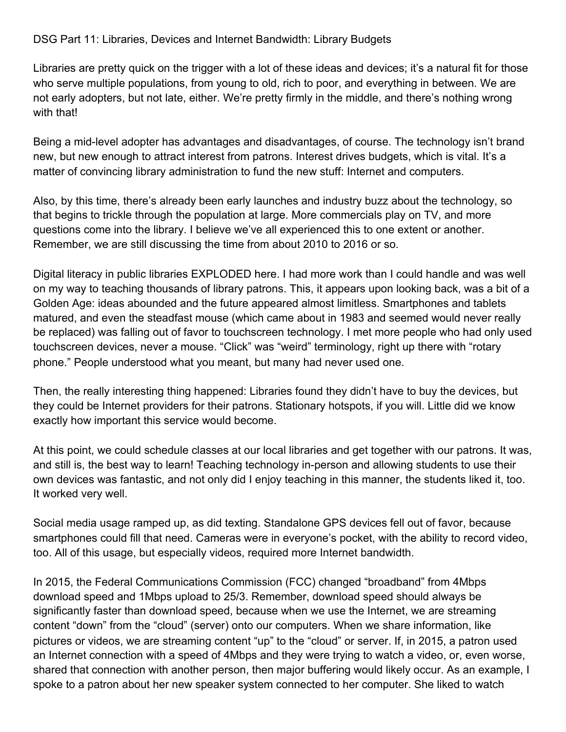# DSG Part 11: Libraries, Devices and Internet Bandwidth: Library Budgets

Libraries are pretty quick on the trigger with a lot of these ideas and devices; it's a natural fit for those who serve multiple populations, from young to old, rich to poor, and everything in between. We are not early adopters, but not late, either. We're pretty firmly in the middle, and there's nothing wrong with that!

Being a mid-level adopter has advantages and disadvantages, of course. The technology isn't brand new, but new enough to attract interest from patrons. Interest drives budgets, which is vital. It's a matter of convincing library administration to fund the new stuff: Internet and computers.

Also, by this time, there's already been early launches and industry buzz about the technology, so that begins to trickle through the population at large. More commercials play on TV, and more questions come into the library. I believe we've all experienced this to one extent or another. Remember, we are still discussing the time from about 2010 to 2016 or so.

Digital literacy in public libraries EXPLODED here. I had more work than I could handle and was well on my way to teaching thousands of library patrons. This, it appears upon looking back, was a bit of a Golden Age: ideas abounded and the future appeared almost limitless. Smartphones and tablets matured, and even the steadfast mouse (which came about in 1983 and seemed would never really be replaced) was falling out of favor to touchscreen technology. I met more people who had only used touchscreen devices, never a mouse. "Click" was "weird" terminology, right up there with "rotary phone." People understood what you meant, but many had never used one.

Then, the really interesting thing happened: Libraries found they didn't have to buy the devices, but they could be Internet providers for their patrons. Stationary hotspots, if you will. Little did we know exactly how important this service would become.

At this point, we could schedule classes at our local libraries and get together with our patrons. It was, and still is, the best way to learn! Teaching technology in-person and allowing students to use their own devices was fantastic, and not only did I enjoy teaching in this manner, the students liked it, too. It worked very well.

Social media usage ramped up, as did texting. Standalone GPS devices fell out of favor, because smartphones could fill that need. Cameras were in everyone's pocket, with the ability to record video, too. All of this usage, but especially videos, required more Internet bandwidth.

In 2015, the Federal Communications Commission (FCC) changed "broadband" from 4Mbps download speed and 1Mbps upload to 25/3. Remember, download speed should always be significantly faster than download speed, because when we use the Internet, we are streaming content "down" from the "cloud" (server) onto our computers. When we share information, like pictures or videos, we are streaming content "up" to the "cloud" or server. If, in 2015, a patron used an Internet connection with a speed of 4Mbps and they were trying to watch a video, or, even worse, shared that connection with another person, then major buffering would likely occur. As an example, I spoke to a patron about her new speaker system connected to her computer. She liked to watch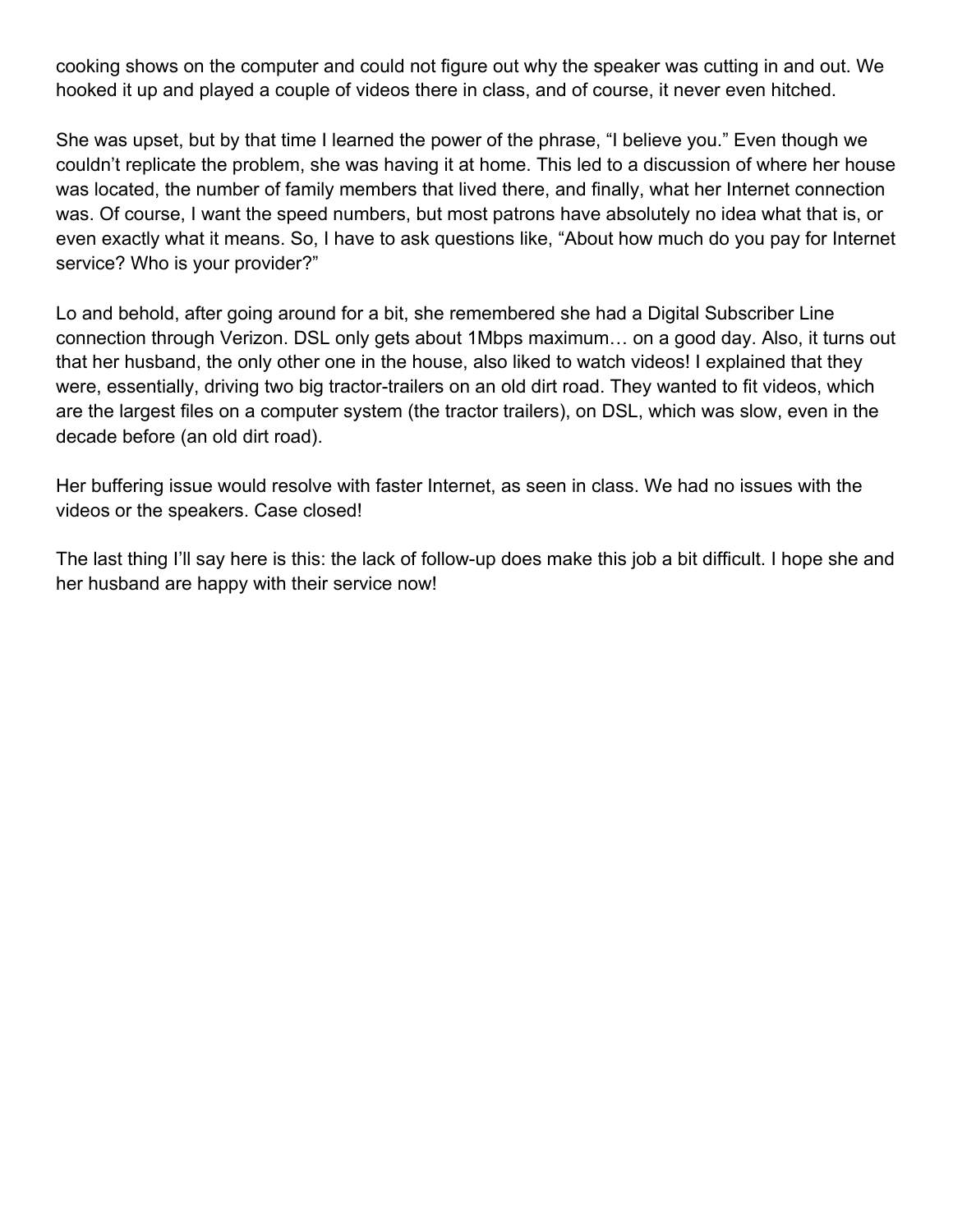cooking shows on the computer and could not figure out why the speaker was cutting in and out. We hooked it up and played a couple of videos there in class, and of course, it never even hitched.

She was upset, but by that time I learned the power of the phrase, “I believe you.” Even though we couldn’t replicate the problem, she was having it at home. This led to a discussion of where her house was located, the number of family members that lived there, and finally, what her Internet connection was. Of course, I want the speed numbers, but most patrons have absolutely no idea what that is, or even exactly what it means. So, I have to ask questions like, “About how much do you pay for Internet service? Who is your provider?”

Lo and behold, after going around for a bit, she remembered she had a Digital Subscriber Line connection through Verizon. DSL only gets about 1Mbps maximum… on a good day. Also, it turns out that her husband, the only other one in the house, also liked to watch videos! I explained that they were, essentially, driving two big tractor-trailers on an old dirt road. They wanted to fit videos, which are the largest files on a computer system (the tractor trailers), on DSL, which was slow, even in the decade before (an old dirt road).

Her buffering issue would resolve with faster Internet, as seen in class. We had no issues with the videos or the speakers. Case closed!

The last thing I’ll say here is this: the lack of follow-up does make this job a bit difficult. I hope she and her husband are happy with their service now!